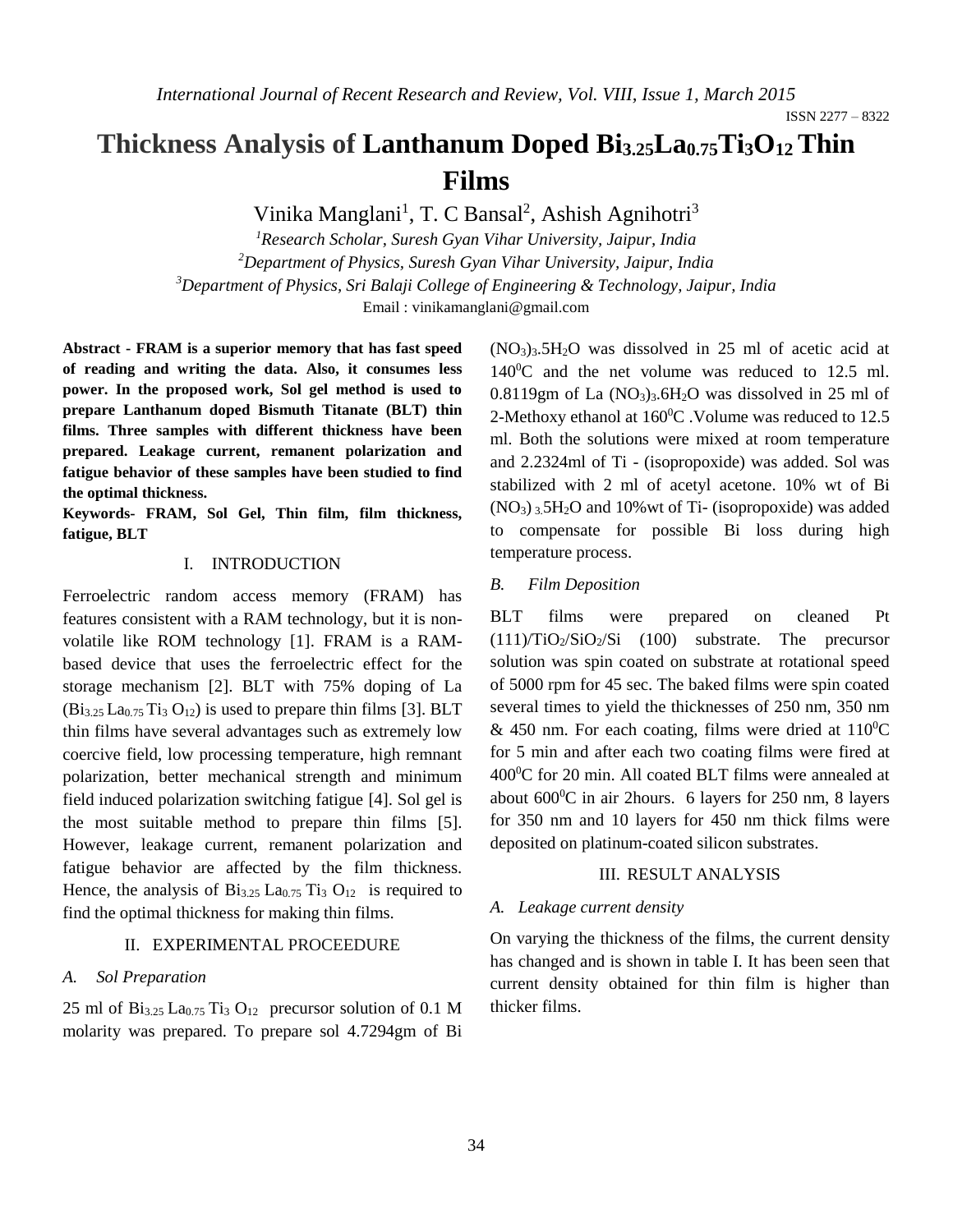# Thickness Analysis of Lanthanum Doped $Bi_{3.25}La_{0.75}Ti_3O_{12}$ Thin Films

Vinika Manglani[1], T. C Bansal[2], Ashish Agnihotri[3]

[1]*Research Scholar, Suresh Gyan Vihar University, Jaipur, India*

[2]*Department of Physics, Suresh Gyan Vihar University, Jaipur, India*

[3]*Department of Physics, Sri Balaji College of Engineering & Technology, Jaipur, India*

Email : vinikamanglani@gmail.com

**Abstract - FRAM is a superior memory that has fast speed of reading and writing the data. Also, it consumes less power. In the proposed work, Sol gel method is used to prepare Lanthanum doped Bismuth Titanate (BLT) thin films. Three samples with different thickness have been prepared. Leakage current, remanent polarization and fatigue behavior of these samples have been studied to find the optimal thickness.**

**Keywords- FRAM, Sol Gel, Thin film, film thickness, fatigue, BLT**

## I. INTRODUCTION

Ferroelectric random access memory (FRAM) has features consistent with a RAM technology, but it is non-volatile like ROM technology [1]. FRAM is a RAM-based device that uses the ferroelectric effect for the storage mechanism [2]. BLT with 75% doping of La ($Bi_{3.25}La_{0.75}Ti_3O_{12}$) is used to prepare thin films [3]. BLT thin films have several advantages such as extremely low coercive field, low processing temperature, high remnant polarization, better mechanical strength and minimum field induced polarization switching fatigue [4]. Sol gel is the most suitable method to prepare thin films [5]. However, leakage current, remanent polarization and fatigue behavior are affected by the film thickness. Hence, the analysis of $Bi_{3.25}La_{0.75}Ti_3O_{12}$ is required to find the optimal thickness for making thin films.

## II. EXPERIMENTAL PROCEEDURE

### *A. Sol Preparation*

25 ml of $Bi_{3.25}La_{0.75}Ti_3O_{12}$ precursor solution of 0.1 M molarity was prepared. To prepare sol 4.7294gm of Bi $(NO_3)_3.5H_2O$ was dissolved in 25 ml of acetic acid at $140^0C$ and the net volume was reduced to 12.5 ml. 0.8119gm of La $(NO_3)_3.6H_2O$ was dissolved in 25 ml of 2-Methoxy ethanol at $160^0C$ .Volume was reduced to 12.5 ml. Both the solutions were mixed at room temperature and 2.2324ml of Ti - (isopropoxide) was added. Sol was stabilized with 2 ml of acetyl acetone. 10% wt of Bi $(NO_3)_{3.}5H_2O$ and 10%wt of Ti- (isopropoxide) was added to compensate for possible Bi loss during high temperature process.

### *B. Film Deposition*

BLT films were prepared on cleaned Pt $(111)/TiO_2/SiO_2/Si$ (100) substrate. The precursor solution was spin coated on substrate at rotational speed of 5000 rpm for 45 sec. The baked films were spin coated several times to yield the thicknesses of 250 nm, 350 nm & 450 nm. For each coating, films were dried at $110^0C$ for 5 min and after each two coating films were fired at $400^0C$ for 20 min. All coated BLT films were annealed at about $600^0C$ in air 2hours. 6 layers for 250 nm, 8 layers for 350 nm and 10 layers for 450 nm thick films were deposited on platinum-coated silicon substrates.

## III. RESULT ANALYSIS

### *A. Leakage current density*

On varying the thickness of the films, the current density has changed and is shown in table I. It has been seen that current density obtained for thin film is higher than thicker films.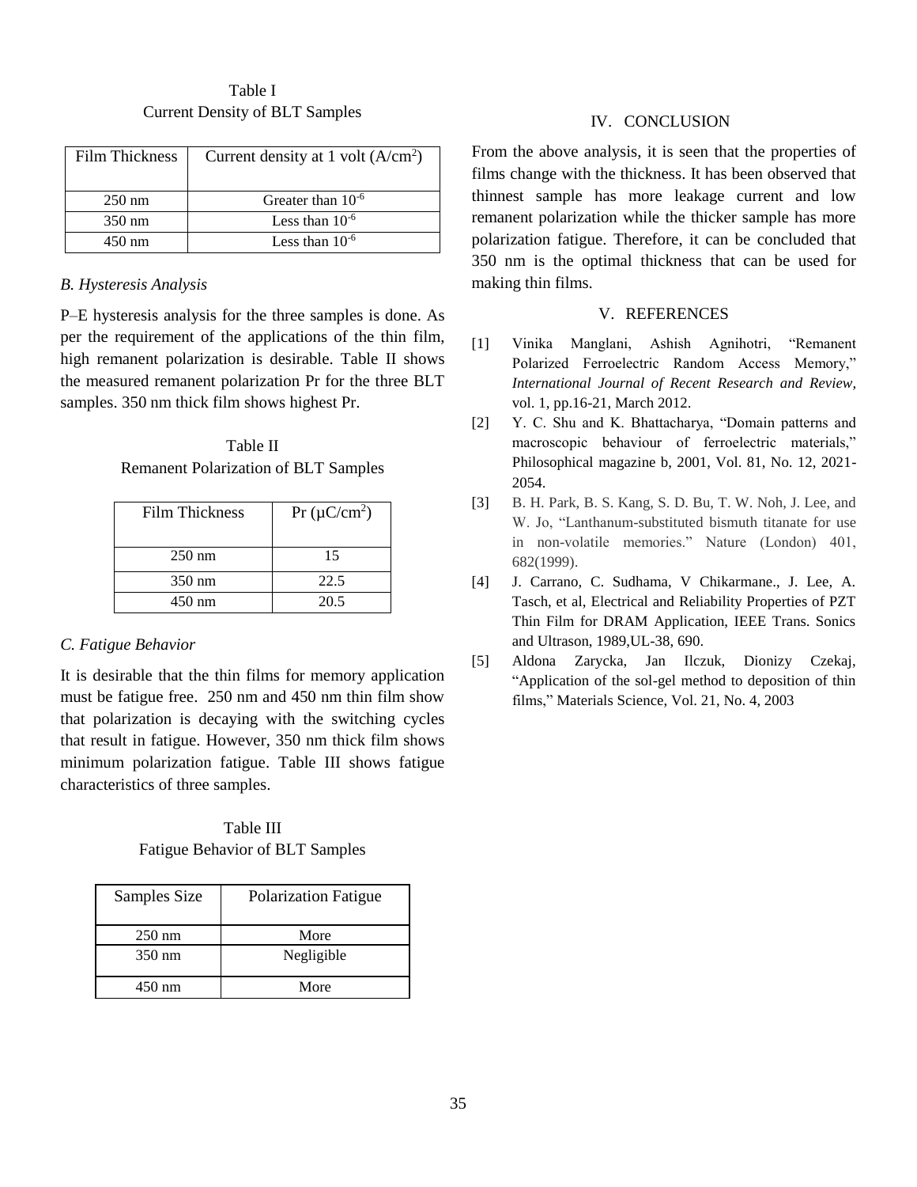Table I
Current Density of BLT Samples

| Film Thickness | Current density at 1 volt ($A/cm^2$) |
| --- | --- |
| 250 nm | Greater than $10^{-6}$ |
| 350 nm | Less than $10^{-6}$ |
| 450 nm | Less than $10^{-6}$ |

### *B. Hysteresis Analysis*

P–E hysteresis analysis for the three samples is done. As per the requirement of the applications of the thin film, high remanent polarization is desirable. Table II shows the measured remanent polarization Pr for the three BLT samples. 350 nm thick film shows highest Pr.

Table II
Remanent Polarization of BLT Samples

| Film Thickness | Pr ($\mu C/cm^2$) |
| --- | --- |
| 250 nm | 15 |
| 350 nm | 22.5 |
| 450 nm | 20.5 |

### *C. Fatigue Behavior*

It is desirable that the thin films for memory application must be fatigue free. 250 nm and 450 nm thin film show that polarization is decaying with the switching cycles that result in fatigue. However, 350 nm thick film shows minimum polarization fatigue. Table III shows fatigue characteristics of three samples.

Table III
Fatigue Behavior of BLT Samples

| Samples Size | Polarization Fatigue |
| --- | --- |
| 250 nm | More |
| 350 nm | Negligible |
| 450 nm | More |

## IV. CONCLUSION

From the above analysis, it is seen that the properties of films change with the thickness. It has been observed that thinnest sample has more leakage current and low remanent polarization while the thicker sample has more polarization fatigue. Therefore, it can be concluded that 350 nm is the optimal thickness that can be used for making thin films.

## V. REFERENCES

[1] Vinika Manglani, Ashish Agnihotri, "Remanent Polarized Ferroelectric Random Access Memory," *International Journal of Recent Research and Review*, vol. 1, pp.16-21, March 2012.

[2] Y. C. Shu and K. Bhattacharya, "Domain patterns and macroscopic behaviour of ferroelectric materials," Philosophical magazine b, 2001, Vol. 81, No. 12, 2021-2054.

[3] B. H. Park, B. S. Kang, S. D. Bu, T. W. Noh, J. Lee, and W. Jo, "Lanthanum-substituted bismuth titanate for use in non-volatile memories." Nature (London) 401, 682(1999).

[4] J. Carrano, C. Sudhama, V Chikarmane., J. Lee, A. Tasch, et al, Electrical and Reliability Properties of PZT Thin Film for DRAM Application, IEEE Trans. Sonics and Ultrason, 1989,UL-38, 690.

[5] Aldona Zarycka, Jan Ilczuk, Dionizy Czekaj, "Application of the sol-gel method to deposition of thin films," Materials Science, Vol. 21, No. 4, 2003